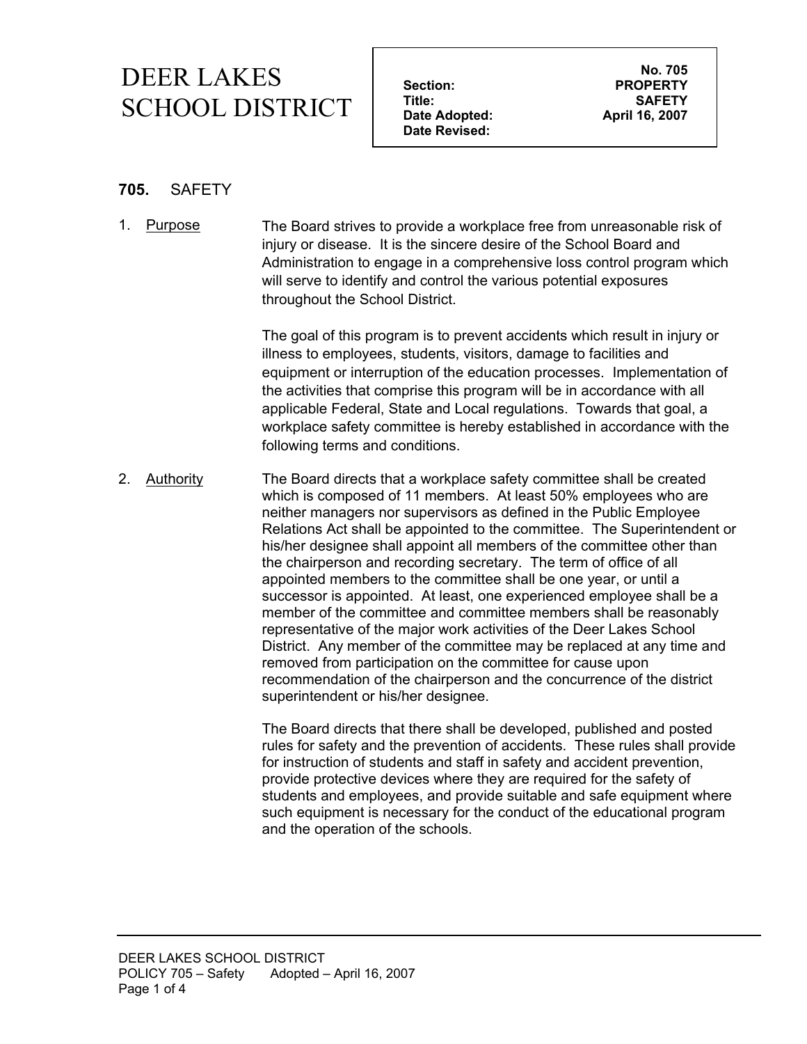# DEER LAKES SCHOOL DISTRICT

| | |
|---|---|
| | **No. 705** |
| **Section:** | **PROPERTY** |
| **Title:** | **SAFETY** |
| **Date Adopted:** | **April 16, 2007** |
| **Date Revised:** | |

## 705. SAFETY

1. Purpose

The Board strives to provide a workplace free from unreasonable risk of injury or disease. It is the sincere desire of the School Board and Administration to engage in a comprehensive loss control program which will serve to identify and control the various potential exposures throughout the School District.

The goal of this program is to prevent accidents which result in injury or illness to employees, students, visitors, damage to facilities and equipment or interruption of the education processes. Implementation of the activities that comprise this program will be in accordance with all applicable Federal, State and Local regulations. Towards that goal, a workplace safety committee is hereby established in accordance with the following terms and conditions.

2. Authority

The Board directs that a workplace safety committee shall be created which is composed of 11 members. At least 50% employees who are neither managers nor supervisors as defined in the Public Employee Relations Act shall be appointed to the committee. The Superintendent or his/her designee shall appoint all members of the committee other than the chairperson and recording secretary. The term of office of all appointed members to the committee shall be one year, or until a successor is appointed. At least, one experienced employee shall be a member of the committee and committee members shall be reasonably representative of the major work activities of the Deer Lakes School District. Any member of the committee may be replaced at any time and removed from participation on the committee for cause upon recommendation of the chairperson and the concurrence of the district superintendent or his/her designee.

The Board directs that there shall be developed, published and posted rules for safety and the prevention of accidents. These rules shall provide for instruction of students and staff in safety and accident prevention, provide protective devices where they are required for the safety of students and employees, and provide suitable and safe equipment where such equipment is necessary for the conduct of the educational program and the operation of the schools.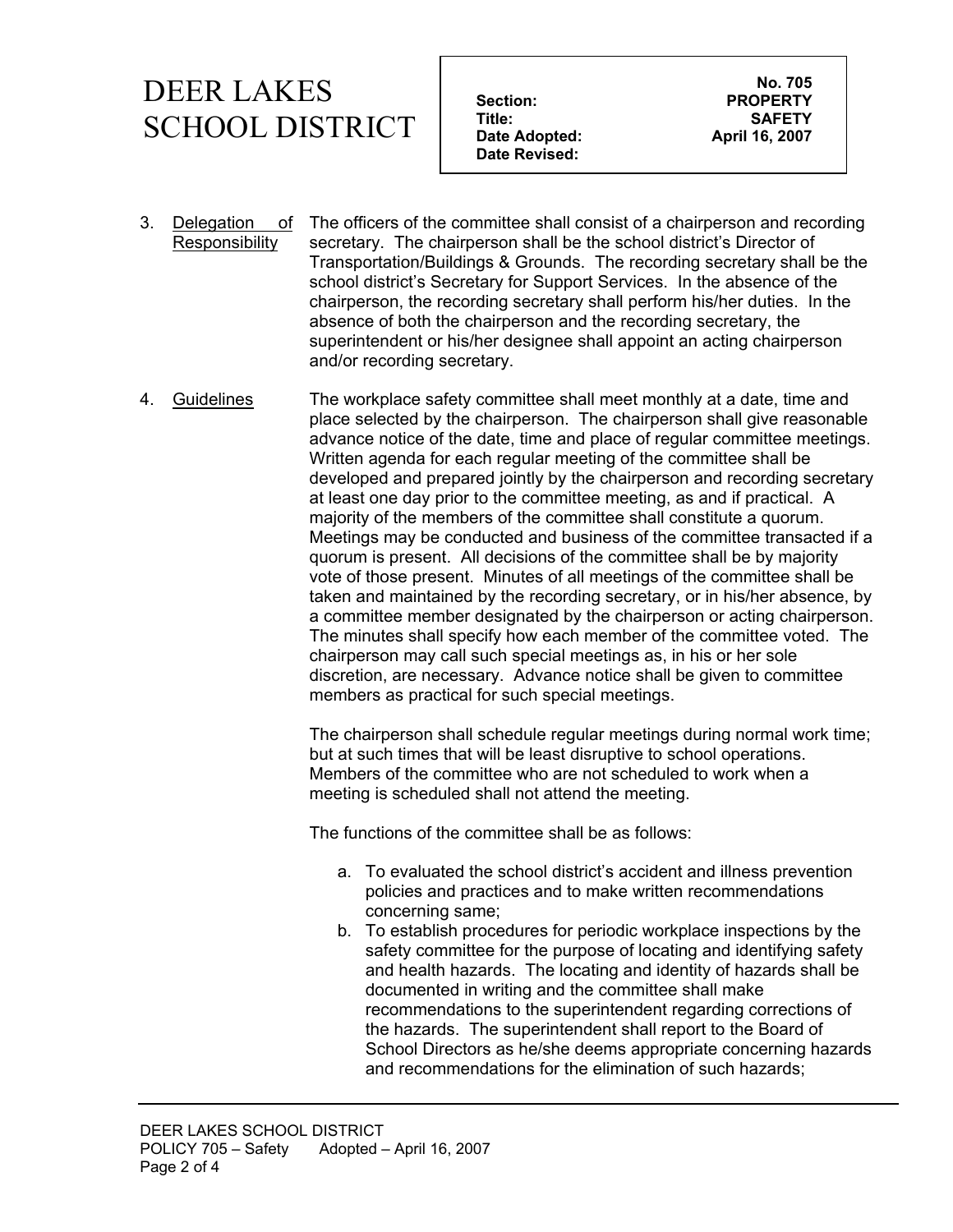3. Delegation of Responsibility

The officers of the committee shall consist of a chairperson and recording secretary. The chairperson shall be the school district's Director of Transportation/Buildings & Grounds. The recording secretary shall be the school district's Secretary for Support Services. In the absence of the chairperson, the recording secretary shall perform his/her duties. In the absence of both the chairperson and the recording secretary, the superintendent or his/her designee shall appoint an acting chairperson and/or recording secretary.

4. Guidelines

The workplace safety committee shall meet monthly at a date, time and place selected by the chairperson. The chairperson shall give reasonable advance notice of the date, time and place of regular committee meetings. Written agenda for each regular meeting of the committee shall be developed and prepared jointly by the chairperson and recording secretary at least one day prior to the committee meeting, as and if practical. A majority of the members of the committee shall constitute a quorum. Meetings may be conducted and business of the committee transacted if a quorum is present. All decisions of the committee shall be by majority vote of those present. Minutes of all meetings of the committee shall be taken and maintained by the recording secretary, or in his/her absence, by a committee member designated by the chairperson or acting chairperson. The minutes shall specify how each member of the committee voted. The chairperson may call such special meetings as, in his or her sole discretion, are necessary. Advance notice shall be given to committee members as practical for such special meetings.

The chairperson shall schedule regular meetings during normal work time; but at such times that will be least disruptive to school operations. Members of the committee who are not scheduled to work when a meeting is scheduled shall not attend the meeting.

The functions of the committee shall be as follows:

a. To evaluated the school district's accident and illness prevention policies and practices and to make written recommendations concerning same;
b. To establish procedures for periodic workplace inspections by the safety committee for the purpose of locating and identifying safety and health hazards. The locating and identity of hazards shall be documented in writing and the committee shall make recommendations to the superintendent regarding corrections of the hazards. The superintendent shall report to the Board of School Directors as he/she deems appropriate concerning hazards and recommendations for the elimination of such hazards;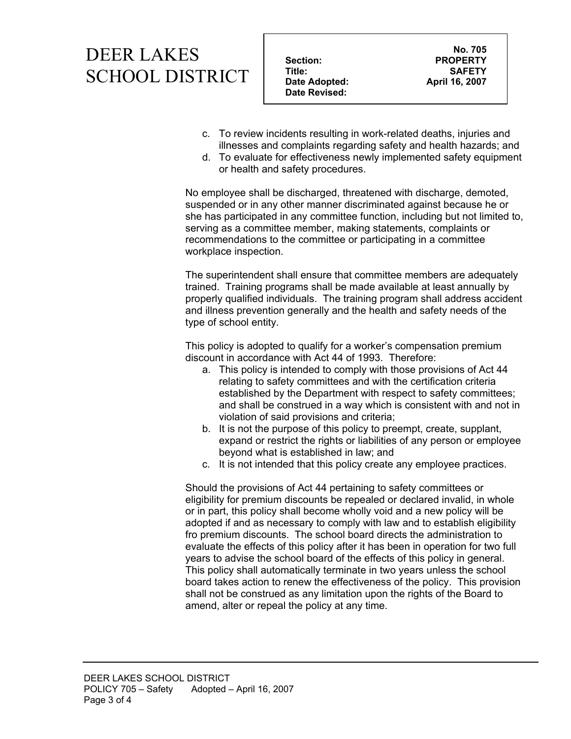c. To review incidents resulting in work-related deaths, injuries and illnesses and complaints regarding safety and health hazards; and
d. To evaluate for effectiveness newly implemented safety equipment or health and safety procedures.

No employee shall be discharged, threatened with discharge, demoted, suspended or in any other manner discriminated against because he or she has participated in any committee function, including but not limited to, serving as a committee member, making statements, complaints or recommendations to the committee or participating in a committee workplace inspection.

The superintendent shall ensure that committee members are adequately trained. Training programs shall be made available at least annually by properly qualified individuals. The training program shall address accident and illness prevention generally and the health and safety needs of the type of school entity.

This policy is adopted to qualify for a worker's compensation premium discount in accordance with Act 44 of 1993. Therefore:

a. This policy is intended to comply with those provisions of Act 44 relating to safety committees and with the certification criteria established by the Department with respect to safety committees; and shall be construed in a way which is consistent with and not in violation of said provisions and criteria;
b. It is not the purpose of this policy to preempt, create, supplant, expand or restrict the rights or liabilities of any person or employee beyond what is established in law; and
c. It is not intended that this policy create any employee practices.

Should the provisions of Act 44 pertaining to safety committees or eligibility for premium discounts be repealed or declared invalid, in whole or in part, this policy shall become wholly void and a new policy will be adopted if and as necessary to comply with law and to establish eligibility fro premium discounts. The school board directs the administration to evaluate the effects of this policy after it has been in operation for two full years to advise the school board of the effects of this policy in general. This policy shall automatically terminate in two years unless the school board takes action to renew the effectiveness of the policy. This provision shall not be construed as any limitation upon the rights of the Board to amend, alter or repeal the policy at any time.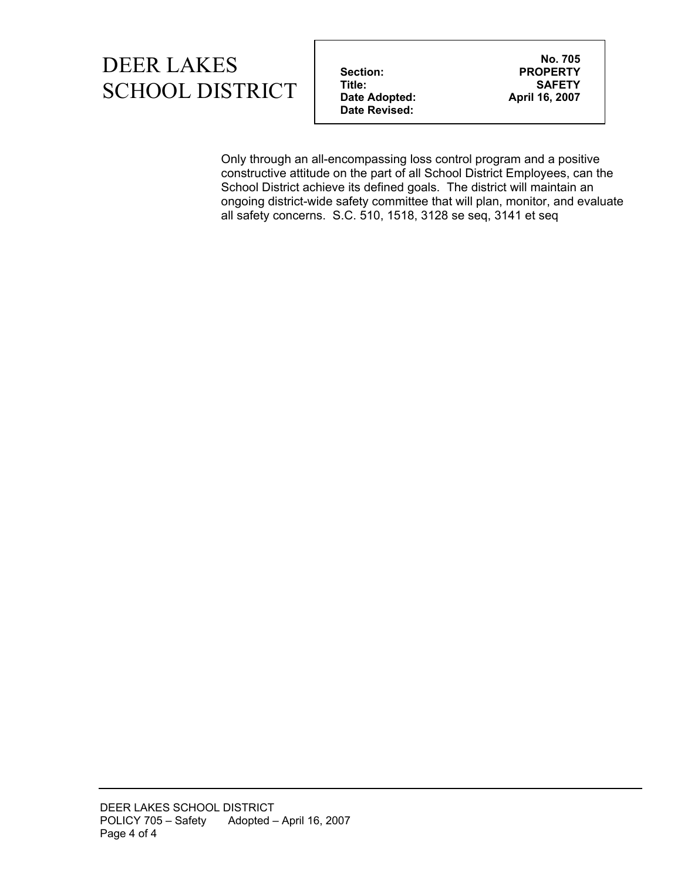Only through an all-encompassing loss control program and a positive constructive attitude on the part of all School District Employees, can the School District achieve its defined goals. The district will maintain an ongoing district-wide safety committee that will plan, monitor, and evaluate all safety concerns. S.C. 510, 1518, 3128 se seq, 3141 et seq